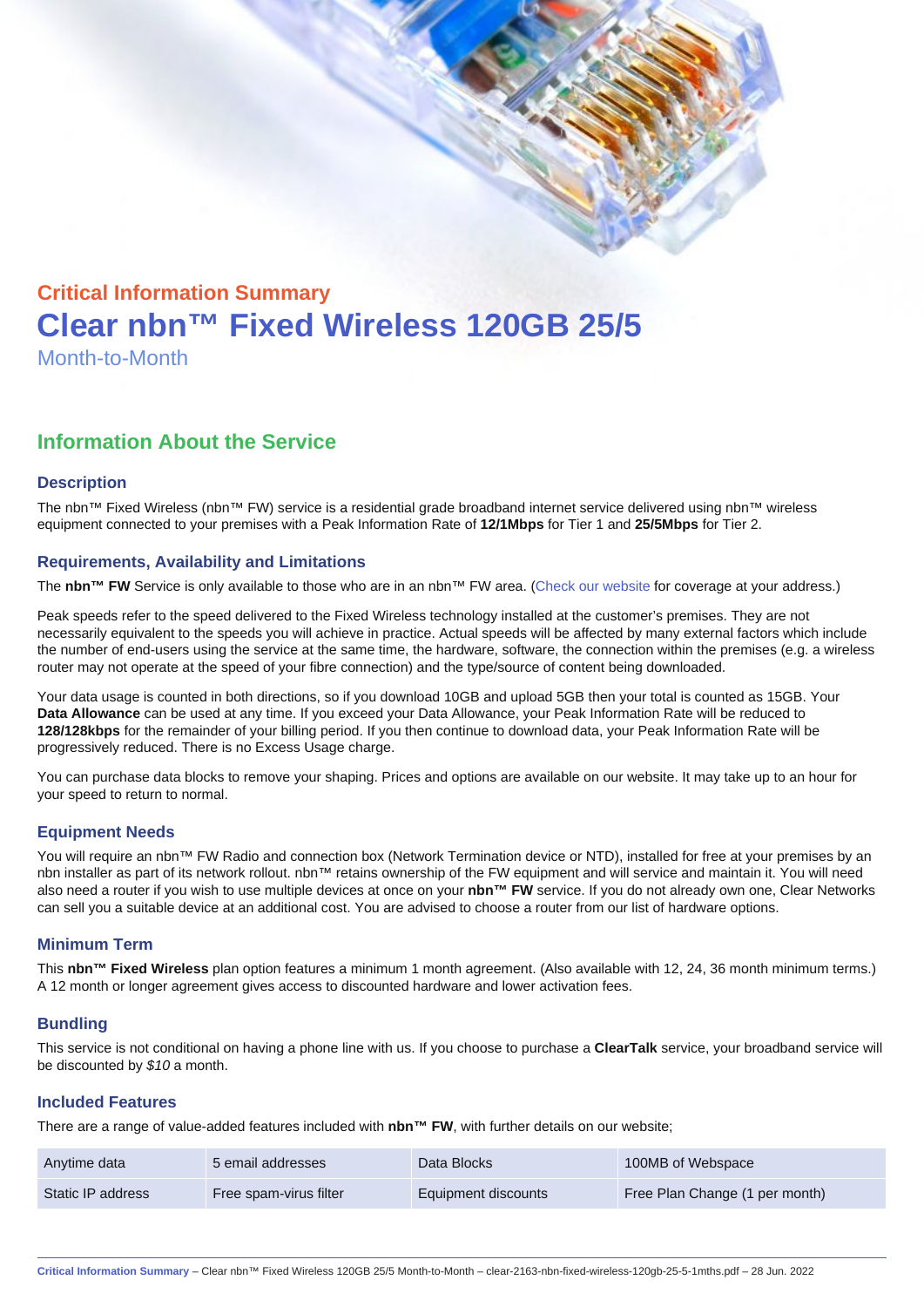## Critical Information Summary

# Clear nbn™ Fixed Wireless 120GB 25/5

Month-to-Month

## Information About the Service

### Description

The nbn™ Fixed Wireless (nbn™ FW) service is a residential grade broadband internet service delivered using nbn™ wireless equipment connected to your premises with a Peak Information Rate of **12/1Mbps** for Tier 1 and **25/5Mbps** for Tier 2.

### Requirements, Availability and Limitations

The **nbn™ FW** Service is only available to those who are in an nbn™ FW area. (Check our website for coverage at your address.)

Peak speeds refer to the speed delivered to the Fixed Wireless technology installed at the customer's premises. They are not necessarily equivalent to the speeds you will achieve in practice. Actual speeds will be affected by many external factors which include the number of end-users using the service at the same time, the hardware, software, the connection within the premises (e.g. a wireless router may not operate at the speed of your fibre connection) and the type/source of content being downloaded.

Your data usage is counted in both directions, so if you download 10GB and upload 5GB then your total is counted as 15GB. Your **Data Allowance** can be used at any time. If you exceed your Data Allowance, your Peak Information Rate will be reduced to **128/128kbps** for the remainder of your billing period. If you then continue to download data, your Peak Information Rate will be progressively reduced. There is no Excess Usage charge.

You can purchase data blocks to remove your shaping. Prices and options are available on our website. It may take up to an hour for your speed to return to normal.

### Equipment Needs

You will require an nbn™ FW Radio and connection box (Network Termination device or NTD), installed for free at your premises by an nbn installer as part of its network rollout. nbn™ retains ownership of the FW equipment and will service and maintain it. You will need also need a router if you wish to use multiple devices at once on your **nbn™ FW** service. If you do not already own one, Clear Networks can sell you a suitable device at an additional cost. You are advised to choose a router from our list of hardware options.

### Minimum Term

This **nbn™ Fixed Wireless** plan option features a minimum 1 month agreement. (Also available with 12, 24, 36 month minimum terms.) A 12 month or longer agreement gives access to discounted hardware and lower activation fees.

### Bundling

This service is not conditional on having a phone line with us. If you choose to purchase a **ClearTalk** service, your broadband service will be discounted by *$10* a month.

### Included Features

There are a range of value-added features included with **nbn™ FW**, with further details on our website;

| | | | |
|---|---|---|---|
| Anytime data | 5 email addresses | Data Blocks | 100MB of Webspace |
| Static IP address | Free spam-virus filter | Equipment discounts | Free Plan Change (1 per month) |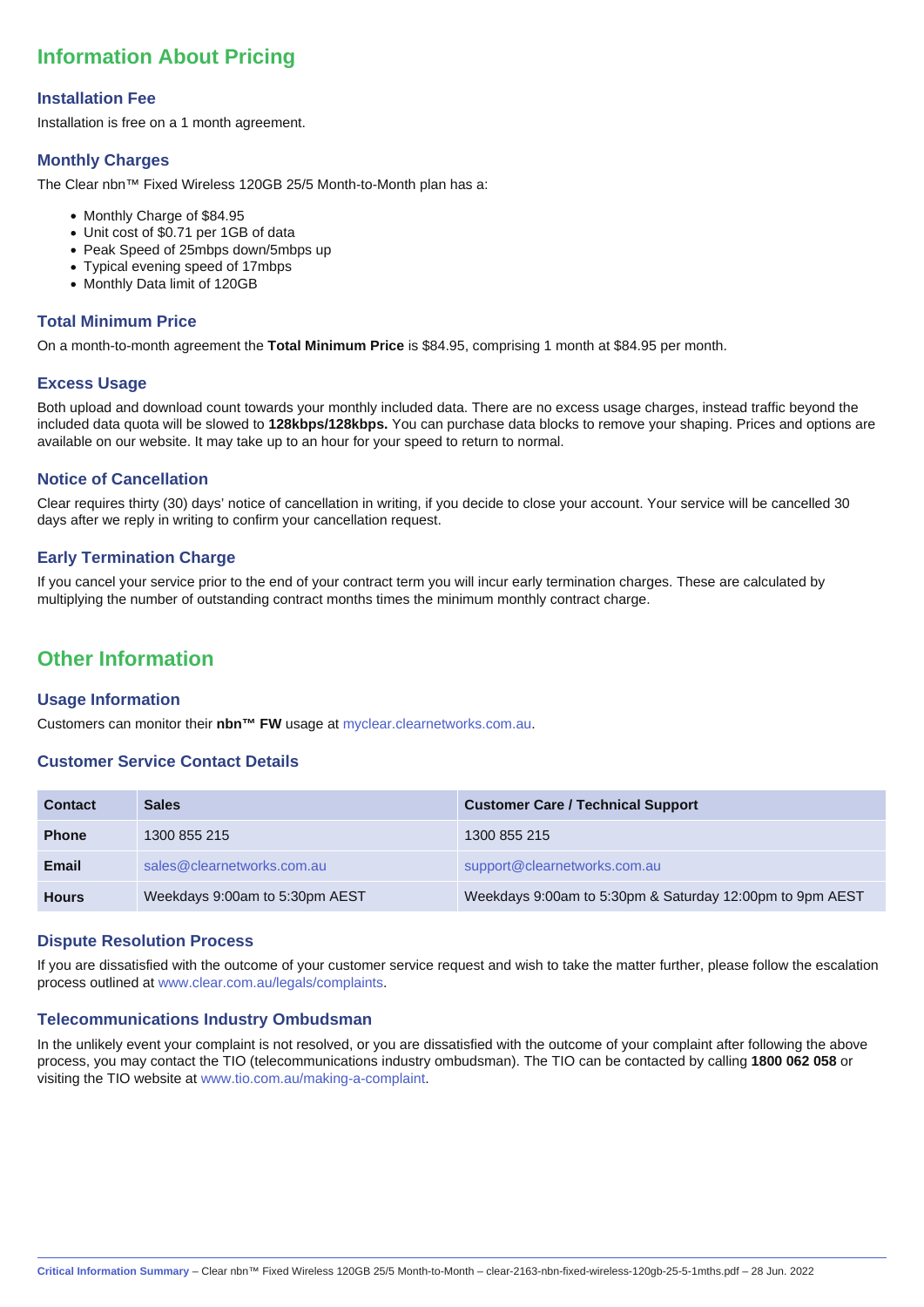## Information About Pricing

### Installation Fee

Installation is free on a 1 month agreement.

### Monthly Charges

The Clear nbn™ Fixed Wireless 120GB 25/5 Month-to-Month plan has a:

- Monthly Charge of $84.95
- Unit cost of $0.71 per 1GB of data
- Peak Speed of 25mbps down/5mbps up
- Typical evening speed of 17mbps
- Monthly Data limit of 120GB

### Total Minimum Price

On a month-to-month agreement the **Total Minimum Price** is $84.95, comprising 1 month at $84.95 per month.

### Excess Usage

Both upload and download count towards your monthly included data. There are no excess usage charges, instead traffic beyond the included data quota will be slowed to **128kbps/128kbps.** You can purchase data blocks to remove your shaping. Prices and options are available on our website. It may take up to an hour for your speed to return to normal.

### Notice of Cancellation

Clear requires thirty (30) days' notice of cancellation in writing, if you decide to close your account. Your service will be cancelled 30 days after we reply in writing to confirm your cancellation request.

### Early Termination Charge

If you cancel your service prior to the end of your contract term you will incur early termination charges. These are calculated by multiplying the number of outstanding contract months times the minimum monthly contract charge.

## Other Information

### Usage Information

Customers can monitor their **nbn™ FW** usage at myclear.clearnetworks.com.au.

### Customer Service Contact Details

| Contact | Sales | Customer Care / Technical Support |
|---|---|---|
| **Phone** | 1300 855 215 | 1300 855 215 |
| **Email** | sales@clearnetworks.com.au | support@clearnetworks.com.au |
| **Hours** | Weekdays 9:00am to 5:30pm AEST | Weekdays 9:00am to 5:30pm & Saturday 12:00pm to 9pm AEST |

### Dispute Resolution Process

If you are dissatisfied with the outcome of your customer service request and wish to take the matter further, please follow the escalation process outlined at www.clear.com.au/legals/complaints.

### Telecommunications Industry Ombudsman

In the unlikely event your complaint is not resolved, or you are dissatisfied with the outcome of your complaint after following the above process, you may contact the TIO (telecommunications industry ombudsman). The TIO can be contacted by calling **1800 062 058** or visiting the TIO website at www.tio.com.au/making-a-complaint.